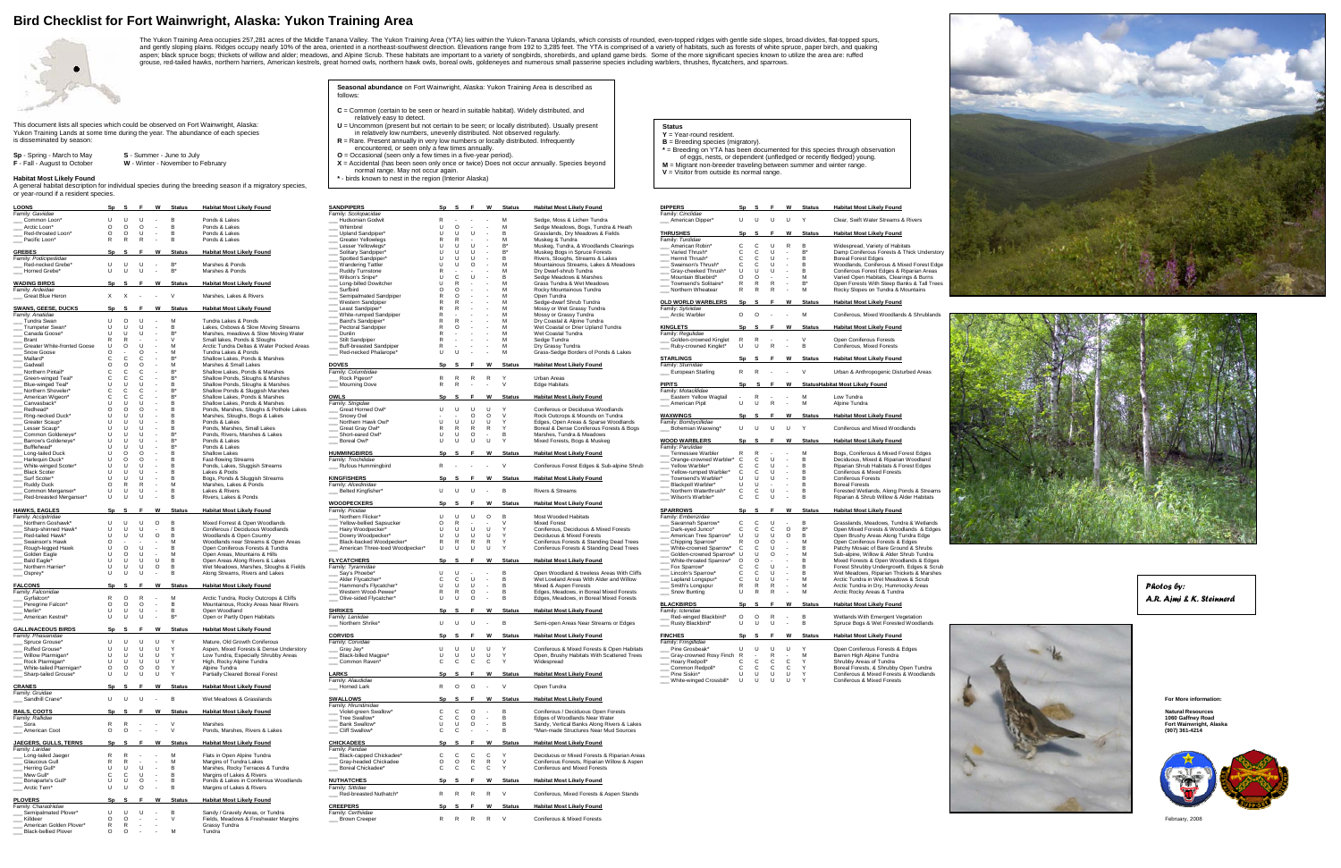# Bird Checklist for Fort Wainwright, Alaska: Yukon Training Area

The Yukon Training Area occupies 257,281 acres of the Middle Tanana Valley. The Yukon Training Area (YTA) lies within the Yukon-Tanana Uplands, which consists of rounded, even-topped ridges with gentle side slopes, broad divides, flat-topped spurs, and gently sloping plains. Ridges occupy nearly 10% of the area, oriented in a northeast-southwest direction. Elevations range from 192 to 3,285 feet. The YTA is comprised of a variety of habitats, such as forests of white spruce, paper birch, and quaking aspen; black spruce bogs; thickets of willow and alder; meadows, and Alpine Scrub. These habitats are important to a variety of songbirds, shorebirds, and upland game birds. Some of the more significant species known to utilize the area are: ruffed grouse, red-tailed hawks, northern harriers, American kestrels, great horned owls, northern hawk owls, boreal owls, goldeneyes and numerous small passerine species including warblers, thrushes, flycatchers, and sparrows.

This document lists all species which could be observed on Fort Wainwright, Alaska: Yukon Training Lands at some time during the year. The abundance of each species is disseminated by season:

**Sp** - Spring - March to May
**S** - Summer - June to July
**F** - Fall - August to October
**W** - Winter - November to February

### Habitat Most Likely Found

A general habitat description for individual species during the breeding season if a migratory species, or year-round if a resident species.

**Seasonal abundance** on Fort Wainwright, Alaska: Yukon Training Area is described as follows:

- **C** = Common (certain to be seen or heard in suitable habitat). Widely distributed, and relatively easy to detect.
- **U** = Uncommon (present but not certain to be seen; or locally distributed). Usually present in relatively low numbers, unevenly distributed. Not observed regularly.
- **R** = Rare. Present annually in very low numbers or locally distributed. Infrequently encountered, or seen only a few times annually.
- **O** = Occasional (seen only a few times in a five-year period).
- **X** = Accidental (has been seen only once or twice) Does not occur annually. Species beyond normal range. May not occur again.
- * - birds known to nest in the region (Interior Alaska)

### Status

- **Y** = Year-round resident.
- **B** = Breeding species (migratory).
- * = Breeding on YTA has been documented for this species through observation of eggs, nests, or dependent (unfledged or recently fledged) young.
- **M** = Migrant non-breeder traveling between summer and winter range.
- **V** = Visitor from outside its normal range.

| LOONS | Sp | S | F | W | Status | Habitat Most Likely Found |
|---|---|---|---|---|---|---|
| *Family: Gaviidae* | | | | | | |
| ___ Common Loon* | U | U | U | - | B | Ponds & Lakes |
| ___ Arctic Loon* | O | O | O | - | B | Ponds & Lakes |
| ___ Red-throated Loon* | O | O | U | - | B | Ponds & Lakes |
| ___ Pacific Loon* | R | R | R | - | B | Ponds & Lakes |

| GREBES | Sp | S | F | W | Status | Habitat Most Likely Found |
|---|---|---|---|---|---|---|
| *Family: Podicipedidae* | | | | | | |
| ___ Red-necked Grebe* | U | U | U | - | B* | Marshes & Ponds |
| ___ Horned Grebe* | U | U | U | - | B* | Marshes & Ponds |

| WADING BIRDS | Sp | S | F | W | Status | Habitat Most Likely Found |
|---|---|---|---|---|---|---|
| *Family: Ardeidae* | | | | | | |
| ___ Great Blue Heron | X | X | - | - | V | Marshes, Lakes & Rivers |

| SWANS, GEESE, DUCKS | Sp | S | F | W | Status | Habitat Most Likely Found |
|---|---|---|---|---|---|---|
| *Family: Anatidae* | | | | | | |
| ___ Tundra Swan | U | O | U | - | M | Tundra Lakes & Ponds |
| ___ Trumpeter Swan* | U | U | U | - | B | Lakes, Oxbows & Slow Moving Streams |
| ___ Canada Goose* | U | U | U | - | B* | Marshes, meadows & Slow Moving Water |
| ___ Brant | R | R | - | - | V | Small lakes, Ponds & Sloughs |
| ___ Greater White-fronted Goose | U | O | U | - | M | Arctic Tundra Deltas & Water Pocked Areas |
| ___ Snow Goose | O | - | O | - | M | Tundra Lakes & Ponds |
| ___ Mallard* | C | C | C | - | B* | Shallow Lakes, Ponds & Marshes |
| ___ Gadwall | O | O | O | - | M | Marshes & Small Lakes |
| ___ Northern Pintail* | C | C | C | - | B* | Shallow Lakes, Ponds & Marshes |
| ___ Green-winged Teal* | C | C | C | - | B* | Shallow Ponds, Sloughs & Marshes |
| ___ Blue-winged Teal* | U | U | U | - | B | Shallow Ponds, Sloughs & Marshes |
| ___ Northern Shoveler* | C | C | C | - | B* | Shallow Ponds & Sluggish Marshes |
| ___ American Wigeon* | C | C | C | - | B* | Shallow Lakes, Ponds & Marshes |
| ___ Canvasback* | U | U | U | - | B | Shallow Lakes, Ponds & Marshes |
| ___ Redhead* | O | O | O | - | B | Ponds, Marshes, Sloughs & Pothole Lakes |
| ___ Ring-necked Duck* | U | U | U | - | B | Marshes, Sloughs, Bogs & Lakes |
| ___ Greater Scaup* | U | U | U | - | B | Ponds & Lakes |
| ___ Lesser Scaup* | U | U | U | - | B | Ponds, Marshes, Small Lakes |
| ___ Common Goldeneye* | U | U | U | - | B* | Ponds, Rivers, Marshes & Lakes |
| ___ Barrow's Goldeneye* | U | U | U | - | B* | Ponds & Lakes |
| ___ Bufflehead* | U | U | U | - | B* | Ponds & Lakes |
| ___ Long-tailed Duck | U | O | O | - | B | Shallow Lakes |
| ___ Harlequin Duck* | O | O | O | - | B | Fast-flowing Streams |
| ___ White-winged Scoter* | U | U | U | - | B | Ponds, Lakes, Sluggish Streams |
| ___ Black Scoter | U | U | U | - | B | Lakes & Pools |
| ___ Surf Scoter* | U | U | U | - | B | Bogs, Ponds & Sluggish Streams |
| ___ Ruddy Duck | O | R | R | - | M | Marshes, Lakes & Ponds |
| ___ Common Merganser* | U | U | U | - | B | Lakes & Rivers |
| ___ Red-breasted Merganser* | U | U | U | - | B | Rivers, Lakes & Ponds |

| HAWKS, EAGLES | Sp | S | F | W | Status | Habitat Most Likely Found |
|---|---|---|---|---|---|---|
| *Family: Accipitridae* | | | | | | |
| ___ Northern Goshawk* | U | U | U | O | B | Mixed Forest & Open Woodlands |
| ___ Sharp-shinned Hawk* | U | U | U | - | B | Coniferous / Deciduous Woodlands |
| ___ Red-tailed Hawk* | U | U | U | O | B | Woodlands & Open Country |
| ___ Swainson's Hawk | O | - | - | - | M | Woodlands near Streams & Open Areas |
| ___ Rough-legged Hawk | U | O | U | - | B | Open Coniferous Forests & Tundra |
| ___ Golden Eagle | U | O | U | - | M | Open Areas, Mountains & Hills |
| ___ Bald Eagle* | U | U | U | O | B | Open Areas Along Rivers & Lakes |
| ___ Northern Harrier* | U | U | U | O | B | Wet Meadows, Marshes, Sloughs & Fields |
| ___ Osprey* | U | U | U | - | B | Along Streams, Rivers and Lakes |

| FALCONS | Sp | S | F | W | Status | Habitat Most Likely Found |
|---|---|---|---|---|---|---|
| *Family: Falconidae* | | | | | | |
| ___ Gyrfalcon* | R | O | R | - | M | Arctic Tundra, Rocky Outcrops & Cliffs |
| ___ Peregrine Falcon* | O | O | O | - | B | Mountainous, Rocky Areas Near Rivers |
| ___ Merlin* | U | U | U | - | B | Open Woodland |
| ___ American Kestrel* | U | U | U | - | B* | Open or Partly Open Habitats |

| GALLINACEOUS BIRDS | Sp | S | F | W | Status | Habitat Most Likely Found |
|---|---|---|---|---|---|---|
| *Family: Phasianidae* | | | | | | |
| ___ Spruce Grouse* | U | U | U | U | Y | Mature, Old Growth Coniferous |
| ___ Ruffed Grouse* | U | U | U | U | Y | Aspen, Mixed Forests & Dense Understory |
| ___ Willow Ptarmigan* | U | U | U | U | Y | Low Tundra, Especially Shrubby Areas |
| ___ Rock Ptarmigan* | U | U | U | U | Y | High, Rocky Alpine Tundra |
| ___ White-tailed Ptarmigan* | O | O | O | O | Y | Alpine Tundra |
| ___ Sharp-tailed Grouse* | U | U | U | U | Y | Partially Cleared Boreal Forest |

| CRANES | Sp | S | F | W | Status | Habitat Most Likely Found |
|---|---|---|---|---|---|---|
| *Family: Gruidae* | | | | | | |
| ___ Sandhill Crane* | U | U | U | - | B | Wet Meadows & Grasslands |

| RAILS, COOTS | Sp | S | F | W | Status | Habitat Most Likely Found |
|---|---|---|---|---|---|---|
| *Family: Rallidae* | | | | | | |
| ___ Sora | R | R | - | - | V | Marshes |
| ___ American Coot | O | O | - | - | V | Ponds, Marshes, Rivers & Lakes |

| JAEGERS, GULLS, TERNS | Sp | S | F | W | Status | Habitat Most Likely Found |
|---|---|---|---|---|---|---|
| *Family: Laridae* | | | | | | |
| ___ Long-tailed Jaeger | R | R | - | - | M | Flats in Open Alpine Tundra |
| ___ Glaucous Gull | R | R | - | - | M | Margins of Tundra Lakes |
| ___ Herring Gull* | U | U | U | - | B | Marshes, Rocky Terraces & Tundra |
| ___ Mew Gull* | C | C | C | - | B | Margins of Lakes & Rivers |
| ___ Bonaparte's Gull* | U | U | O | - | B | Ponds & Lakes in Coniferous Woodlands |
| ___ Arctic Tern* | U | U | O | - | B | Margins of Lakes & Rivers |

| PLOVERS | Sp | S | F | W | Status | Habitat Most Likely Found |
|---|---|---|---|---|---|---|
| *Family: Charadriidae* | | | | | | |
| ___ Semipalmated Plover* | U | U | U | - | B | Sandy / Gravely Areas, or Tundra |
| ___ Killdeer | O | O | - | - | V | Fields, Meadows & Freshwater Margins |
| ___ American Golden Plover* | R | R | - | - | | Grassy Tundra |
| ___ Black-bellied Plover | O | O | - | - | M | Tundra |

| SANDPIPERS | Sp | S | F | W | Status | Habitat Most Likely Found |
|---|---|---|---|---|---|---|
| *Family: Scolopacidae* | | | | | | |
| ___ Hudsonian Godwit | R | - | - | - | M | Sedge, Moss & Lichen Tundra |
| ___ Whimbrel | U | O | - | - | M | Sedge Meadows, Bogs, Tundra & Heath |
| ___ Upland Sandpiper* | U | U | U | - | B | Grasslands, Dry Meadows & Fields |
| ___ Greater Yellowlegs | R | R | - | - | M | Muskeg & Tundra |
| ___ Lesser Yellowlegs* | U | U | U | - | B* | Muskeg, Tundra, & Woodlands Clearings |
| ___ Solitary Sandpiper* | U | U | U | - | B* | Muskeg Bogs in Spruce Forests |
| ___ Spotted Sandpiper* | U | U | U | - | B | Rivers, Sloughs, Streams & Lakes |
| ___ Wandering Tattler | U | U | O | - | M | Mountainous Streams, Lakes & Meadows |
| ___ Ruddy Turnstone | R | - | - | - | M | Dry Dwarf-shrub Tundra |
| ___ Wilson's Snipe* | U | C | U | - | B | Sedge Meadows & Marshes |
| ___ Long-billed Dowitcher | U | R | - | - | M | Grass Tundra & Wet Meadows |
| ___ Surfbird | O | O | - | - | M | Rocky Mountainous Tundra |
| ___ Semipalmated Sandpiper | R | O | - | - | M | Open Tundra |
| ___ Western Sandpiper | R | R | - | - | M | Sedge-dwarf Shrub Tundra |
| ___ Least Sandpiper* | R | R | - | - | M | Mossy or Wet Grassy Tundra |
| ___ White-rumped Sandpiper | R | - | - | - | M | Mossy or Grassy Tundra |
| ___ Baird's Sandpiper* | R | R | - | - | M | Dry Coastal & Alpine Tundra |
| ___ Pectoral Sandpiper | R | O | - | - | M | Wet Coastal or Drier Upland Tundra |
| ___ Dunlin | R | - | - | - | M | Wet Coastal Tundra |
| ___ Stilt Sandpiper | R | - | - | - | M | Sedge Tundra |
| ___ Buff-breasted Sandpiper | R | - | - | - | M | Dry Grassy Tundra |
| ___ Red-necked Phalarope* | U | U | - | - | M | Grass-Sedge Borders of Ponds & Lakes |

| DOVES | Sp | S | F | W | Status | Habitat Most Likely Found |
|---|---|---|---|---|---|---|
| *Family: Columbidae* | | | | | | |
| ___ Rock Pigeon* | R | R | R | R | Y | Urban Areas |
| ___ Mourning Dove | R | R | - | - | V | Edge Habitats |

| OWLS | Sp | S | F | W | Status | Habitat Most Likely Found |
|---|---|---|---|---|---|---|
| *Family: Strigidae* | | | | | | |
| ___ Great Horned Owl* | U | U | U | U | Y | Coniferous or Deciduous Woodlands |
| ___ Snowy Owl | - | - | O | O | V | Rock Outcrops & Mounds on Tundra |
| ___ Northern Hawk Owl* | U | U | U | U | Y | Edges, Open Areas & Sparse Woodlands |
| ___ Great Gray Owl* | R | R | R | R | Y | Boreal & Dense Coniferous Forests & Bogs |
| ___ Short-eared Owl* | U | U | O | - | B | Marshes, Tundra & Meadows |
| ___ Boreal Owl* | U | U | U | U | Y | Mixed Forests, Bogs & Muskeg |

| HUMMINGBIRDS | Sp | S | F | W | Status | Habitat Most Likely Found |
|---|---|---|---|---|---|---|
| *Family: Trochilidae* | | | | | | |
| ___ Rufous Hummingbird | R | - | - | - | V | Coniferous Forest Edges & Sub-alpine Shrub |

| KINGFISHERS | Sp | S | F | W | Status | Habitat Most Likely Found |
|---|---|---|---|---|---|---|
| *Family: Alcedinidae* | | | | | | |
| ___ Belted Kingfisher* | U | U | U | - | B | Rivers & Streams |

| WOODPECKERS | Sp | S | F | W | Status | Habitat Most Likely Found |
|---|---|---|---|---|---|---|
| *Family: Picidae* | | | | | | |
| ___ Northern Flicker* | U | U | U | O | B | Most Wooded Habitats |
| ___ Yellow-bellied Sapsucker | O | R | - | - | V | Mixed Forest |
| ___ Hairy Woodpecker* | U | U | U | U | Y | Coniferous, Deciduous & Mixed Forests |
| ___ Downy Woodpecker* | U | U | U | U | Y | Deciduous & Mixed Forests |
| ___ Black-backed Woodpecker* | R | R | R | R | Y | Coniferous Forests & Standing Dead Trees |
| ___ American Three-toed Woodpecker* | U | U | U | U | Y | Coniferous Forests & Standing Dead Trees |

| FLYCATCHERS | Sp | S | F | W | Status | Habitat Most Likely Found |
|---|---|---|---|---|---|---|
| *Family: Tyrannidae* | | | | | | |
| ___ Say's Phoebe* | U | U | - | - | B | Open Woodland & treeless Areas With Cliffs |
| ___ Alder Flycatcher* | C | C | U | - | B | Wet Lowland Areas With Alder and Willow |
| ___ Hammond's Flycatcher* | U | U | U | - | B | Mixed & Aspen Forests |
| ___ Western Wood-Pewee* | R | R | O | - | B | Edges, Meadows, in Boreal Mixed Forests |
| ___ Olive-sided Flycatcher* | U | U | O | - | B | Edges, Meadows, in Boreal Mixed Forests |

| SHRIKES | Sp | S | F | W | Status | Habitat Most Likely Found |
|---|---|---|---|---|---|---|
| *Family: Laniidae* | | | | | | |
| ___ Northern Shrike* | U | U | U | - | B | Semi-open Areas Near Streams or Edges |

| CORVIDS | Sp | S | F | W | Status | Habitat Most Likely Found |
|---|---|---|---|---|---|---|
| *Family: Corvidae* | | | | | | |
| ___ Gray Jay* | U | U | U | U | Y | Coniferous & Mixed Forests & Open Habitats |
| ___ Black-billed Magpie* | U | U | U | U | Y | Open, Brushy Habitats With Scattered Trees |
| ___ Common Raven* | C | C | C | C | Y | Widespread |

| LARKS | Sp | S | F | W | Status | Habitat Most Likely Found |
|---|---|---|---|---|---|---|
| *Family: Alaudidae* | | | | | | |
| ___ Horned Lark | R | O | O | - | V | Open Tundra |

| SWALLOWS | Sp | S | F | W | Status | Habitat Most Likely Found |
|---|---|---|---|---|---|---|
| *Family: Hirundinidae* | | | | | | |
| ___ Violet-green Swallow* | C | C | O | - | B | Coniferous / Deciduous Open Forests |
| ___ Tree Swallow* | C | C | O | - | B | Edges of Woodlands Near Water |
| ___ Bank Swallow* | U | U | O | - | B | Sandy, Vertical Banks Along Rivers & Lakes |
| ___ Cliff Swallow* | C | C | - | - | B | *Man-made Structures Near Mud Sources |

| CHICKADEES | Sp | S | F | W | Status | Habitat Most Likely Found |
|---|---|---|---|---|---|---|
| *Family: Paridae* | | | | | | |
| ___ Black-capped Chickadee* | C | C | C | C | Y | Deciduous or Mixed Forests & Riparian Areas |
| ___ Gray-headed Chickadee | O | O | R | R | V | Coniferous Forests, Riparian Willow & Aspen |
| ___ Boreal Chickadee* | C | C | C | C | Y | Coniferous and Mixed Forests |

| NUTHATCHES | Sp | S | F | W | Status | Habitat Most Likely Found |
|---|---|---|---|---|---|---|
| *Family: Sittidae* | | | | | | |
| ___ Red-breasted Nuthatch* | R | R | R | R | V | Coniferous, Mixed Forests & Aspen Stands |

| CREEPERS | Sp | S | F | W | Status | Habitat Most Likely Found |
|---|---|---|---|---|---|---|
| *Family: Certhiidae* | | | | | | |
| ___ Brown Creeper | R | R | R | R | V | Coniferous & Mixed Forests |

| DIPPERS | Sp | S | F | W | Status | Habitat Most Likely Found |
|---|---|---|---|---|---|---|
| *Family: Cinclidae* | | | | | | |
| ___ American Dipper* | U | U | U | U | Y | Clear, Swift Water Streams & Rivers |

| THRUSHES | Sp | S | F | W | Status | Habitat Most Likely Found |
|---|---|---|---|---|---|---|
| *Family: Turdidae* | | | | | | |
| ___ American Robin* | C | C | U | R | B | Widespread, Variety of Habitats |
| ___ Varied Thrush* | C | C | U | - | B* | Damp Coniferous Forests & Thick Understory |
| ___ Hermit Thrush* | C | C | U | - | B | Boreal Forest Edges |
| ___ Swainson's Thrush* | C | C | U | - | B | Woodlands, Coniferous & Mixed Forest Edge |
| ___ Gray-cheeked Thrush* | U | U | U | - | B | Coniferous Forest Edges & Riparian Areas |
| ___ Mountain Bluebird* | O | O | - | - | M | Varied Open Habitats, Clearings & Burns |
| ___ Townsend's Solitaire* | R | R | R | - | B* | Open Forests With Steep Banks & Tall Trees |
| ___ Northern Wheatear | R | R | R | - | M | Rocky Slopes on Tundra & Mountains |

| OLD WORLD WARBLERS | Sp | S | F | W | Status | Habitat Most Likely Found |
|---|---|---|---|---|---|---|
| *Family: Sylviidae* | | | | | | |
| ___ Arctic Warbler | O | O | - | - | M | Coniferous, Mixed Woodlands & Shrublands |

| KINGLETS | Sp | S | F | W | Status | Habitat Most Likely Found |
|---|---|---|---|---|---|---|
| *Family: Regulidae* | | | | | | |
| ___ Golden-crowned Kinglet | R | R | - | - | V | Open Coniferous Forests |
| ___ Ruby-crowned Kinglet* | U | U | R | - | B | Coniferous, Mixed Forests |

| STARLINGS | Sp | S | F | W | Status | Habitat Most Likely Found |
|---|---|---|---|---|---|---|
| *Family: Sturnidae* | | | | | | |
| ___ European Starling | R | R | - | - | V | Urban & Anthropogenic Disturbed Areas |

| PIPITS | Sp | S | F | W | Status | Habitat Most Likely Found |
|---|---|---|---|---|---|---|
| *Family: Motacillidae* | | | | | | |
| ___ Eastern Yellow Wagtail | - | R | - | - | M | Low Tundra |
| ___ American Pipit | U | U | R | - | M | Alpine Tundra |

| WAXWINGS | Sp | S | F | W | Status | Habitat Most Likely Found |
|---|---|---|---|---|---|---|
| *Family: Bombycillidae* | | | | | | |
| ___ Bohemian Waxwing* | U | U | U | U | Y | Coniferous and Mixed Woodlands |

| WOOD WARBLERS | Sp | S | F | W | Status | Habitat Most Likely Found |
|---|---|---|---|---|---|---|
| *Family: Parulidae* | | | | | | |
| ___ Tennessee Warbler | R | R | - | - | M | Bogs, Coniferous & Mixed Forest Edges |
| ___ Orange-crowned Warbler* | C | C | U | - | B | Deciduous, Mixed & Riparian Woodland |
| ___ Yellow Warbler* | C | C | U | - | B | Riparian Shrub Habitats & Forest Edges |
| ___ Yellow-rumped Warbler* | C | C | U | - | B | Coniferous & Mixed Forests |
| ___ Townsend's Warbler* | U | U | U | - | B | Coniferous Forests |
| ___ Blackpoll Warbler* | U | U | - | - | B | Boreal Forests |
| ___ Northern Waterthrush* | C | C | U | - | B | Forested Wetlands, Along Ponds & Streams |
| ___ Wilson's Warbler* | C | C | U | - | B | Riparian & Shrub Willow & Alder Habitats |

| SPARROWS | Sp | S | F | W | Status | Habitat Most Likely Found |
|---|---|---|---|---|---|---|
| *Family: Emberizidae* | | | | | | |
| ___ Savannah Sparrow* | C | C | U | - | B | Grasslands, Meadows, Tundra & Wetlands |
| ___ Dark-eyed Junco* | C | C | C | O | B* | Open Mixed Forests & Woodlands & Edges |
| ___ American Tree Sparrow* | U | U | U | O | B | Open Brushy Areas Along Tundra Edge |
| ___ Chipping Sparrow* | R | O | O | - | M | Open Coniferous Forests & Edges |
| ___ White-crowned Sparrow* | C | C | U | - | B | Patchy Mosaic of Bare Ground & Shrubs |
| ___ Golden-crowned Sparrow* | U | U | O | - | M | Sub-alpine, Willow & Alder Shrub Tundra |
| ___ White-throated Sparrow* | O | O | - | - | B | Mixed Forests & Open Woodlands & Edges |
| ___ Fox Sparrow* | C | C | U | - | B | Forest Shrubby Undergrowth, Edges & Scrub |
| ___ Lincoln's Sparrow* | C | C | U | - | B | Wet Meadows, Riparian Thickets & Marshes |
| ___ Lapland Longspur* | C | U | U | - | M | Arctic Tundra in Wet Meadows & Scrub |
| ___ Smith's Longspur | R | R | R | - | M | Arctic Tundra in Dry, Hummocky Areas |
| ___ Snow Bunting | U | R | R | - | M | Arctic Rocky Areas & Tundra |

| BLACKBIRDS | Sp | S | F | W | Status | Habitat Most Likely Found |
|---|---|---|---|---|---|---|
| *Family: Icteridae* | | | | | | |
| ___ Red-winged Blackbird* | O | O | R | - | B | Wetlands With Emergent Vegetation |
| ___ Rusty Blackbird* | U | U | U | - | B | Spruce Bogs & Wet Forested Woodlands |

| FINCHES | Sp | S | F | W | Status | Habitat Most Likely Found |
|---|---|---|---|---|---|---|
| *Family: Fringillidae* | | | | | | |
| ___ Pine Grosbeak* | U | U | U | U | Y | Open Coniferous Forests & Edges |
| ___ Gray-crowned Rosy Finch | R | - | R | - | M | Barren High Alpine Tundra |
| ___ Hoary Redpoll* | C | C | C | C | Y | Shrubby Areas of Tundra |
| ___ Common Redpoll* | C | C | C | C | Y | Boreal Forests, & Shrubby Open Tundra |
| ___ Pine Siskin* | U | U | U | U | Y | Coniferous & Mixed Forests & Woodlands |
| ___ White-winged Crossbill* | U | U | U | U | Y | Coniferous & Mixed Forests |

*Photos by:*
*A.R. Ajmi & K. Steinnerd*

**For More information:**

**Natural Resources**
**1060 Gaffney Road**
**Fort Wainwright, Alaska**
**(907) 361-4214**

February, 2008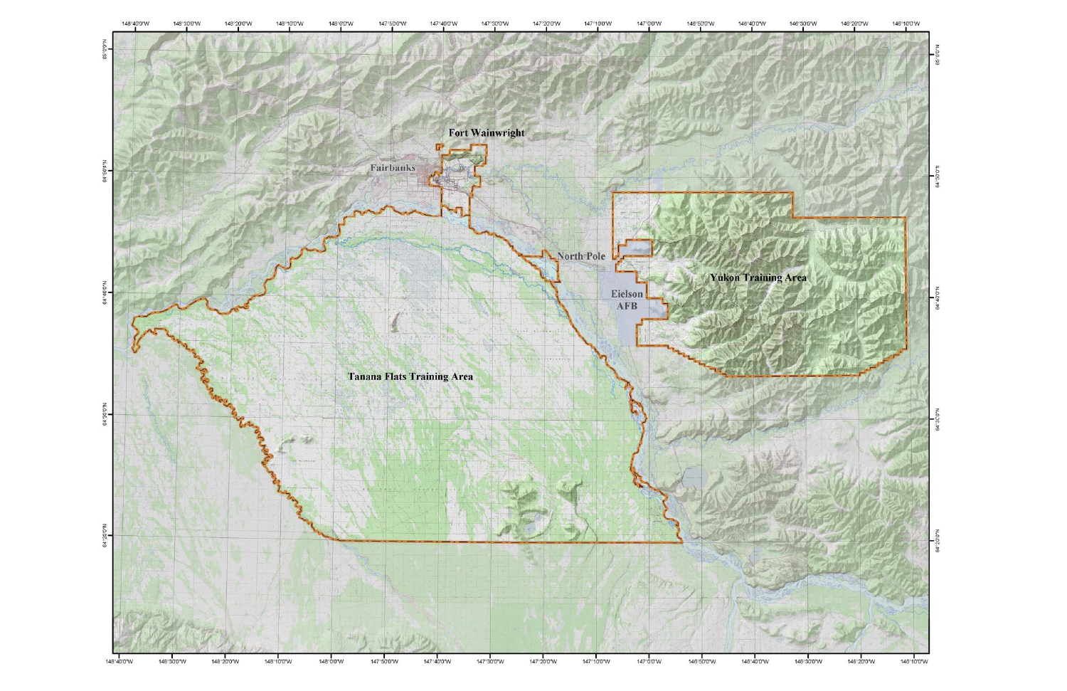148°40'0"W 148°30'0"W 148°20'0"W 148°10'0"W 148°0'0"W 147°50'0"W 147°40'0"W 147°30'0"W 147°20'0"W 147°10'0"W 147°0'0"W 146°50'0"W 146°40'0"W 146°30'0"W 146°20'0"W 146°10'0"W

65°0'0"N

64°50'0"N

64°40'0"N

64°30'0"N

64°20'0"N

Fort Wainwright

Fairbanks

North Pole

Eielson AFB

Yukon Training Area

Tanana Flats Training Area